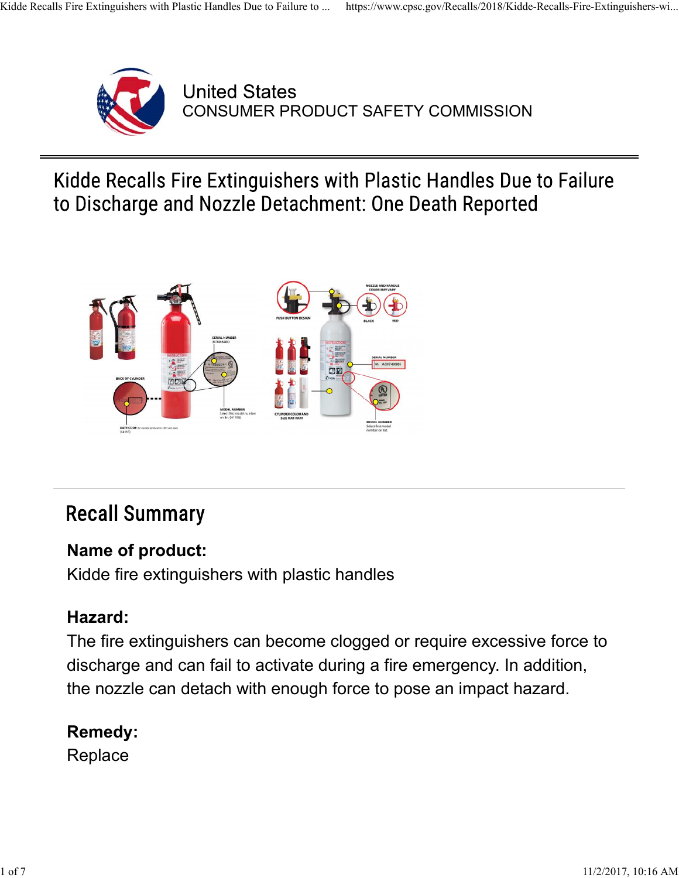United States
CONSUMER PRODUCT SAFETY COMMISSION

# Kidde Recalls Fire Extinguishers with Plastic Handles Due to Failure to Discharge and Nozzle Detachment: One Death Reported

## Recall Summary

**Name of product:**
Kidde fire extinguishers with plastic handles

**Hazard:**
The fire extinguishers can become clogged or require excessive force to discharge and can fail to activate during a fire emergency. In addition, the nozzle can detach with enough force to pose an impact hazard.

**Remedy:**
Replace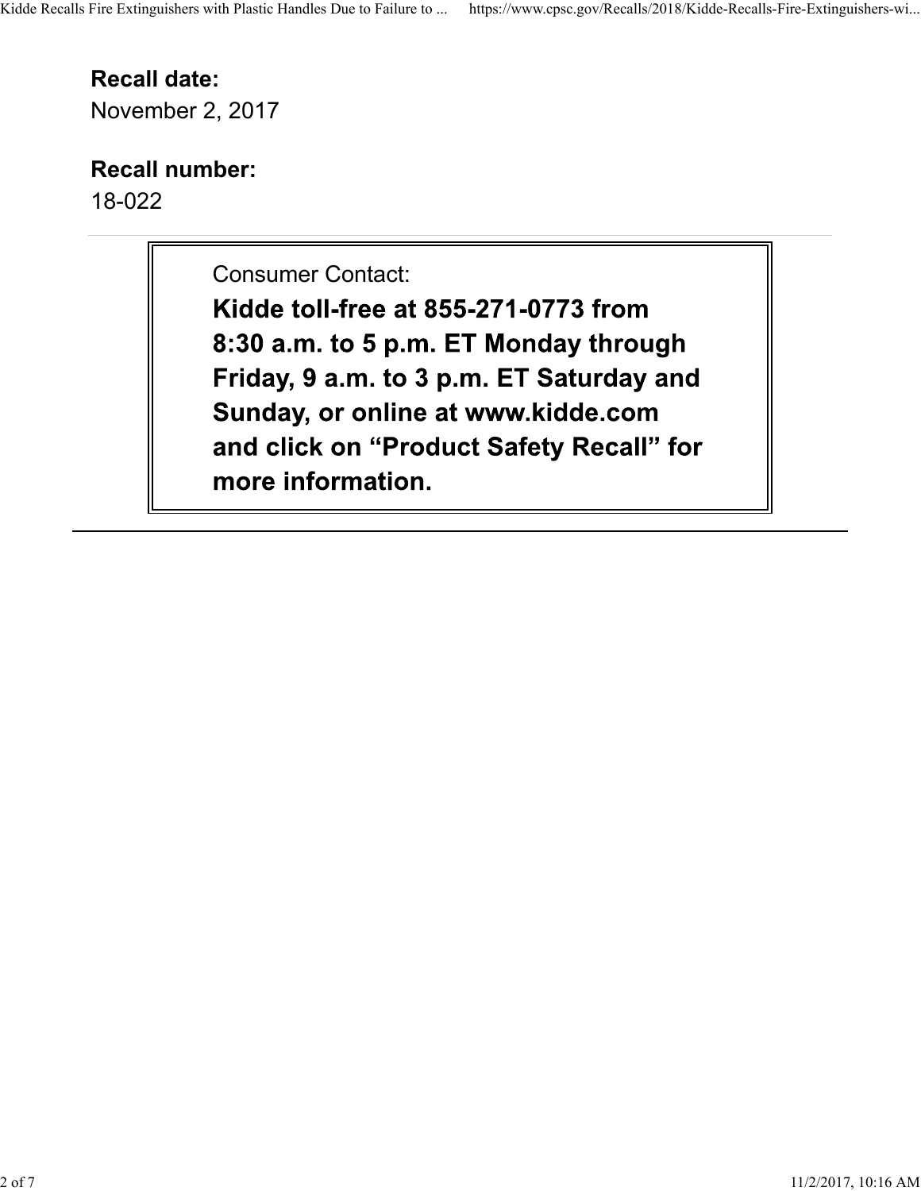**Recall date:**

November 2, 2017

**Recall number:**

18-022

---

Consumer Contact:

**Kidde toll-free at 855-271-0773 from 8:30 a.m. to 5 p.m. ET Monday through Friday, 9 a.m. to 3 p.m. ET Saturday and Sunday, or online at www.kidde.com and click on “Product Safety Recall” for more information.**

---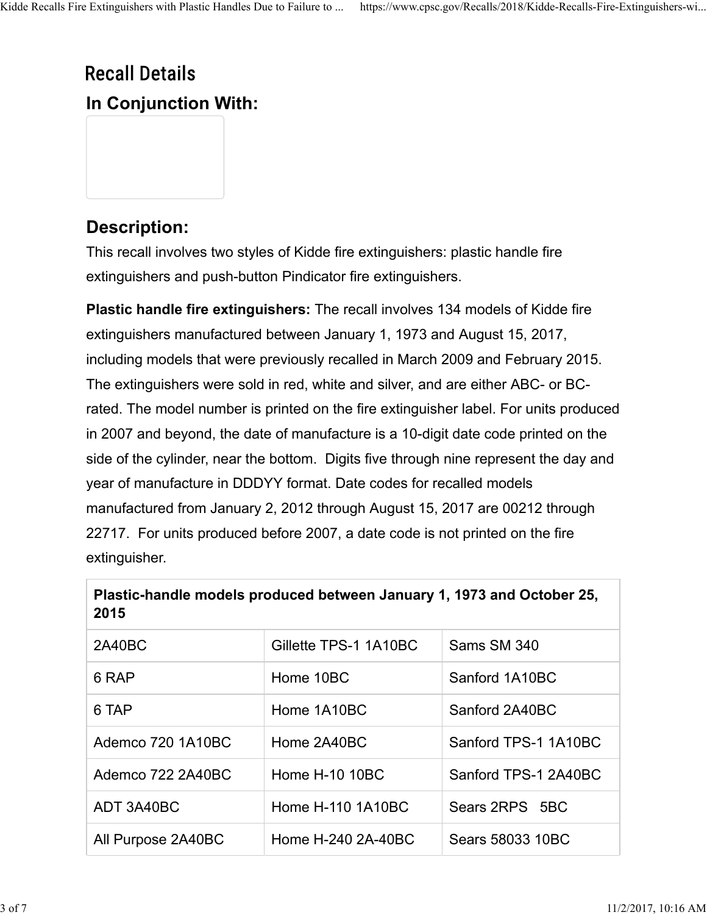## Recall Details

### In Conjunction With:

### Description:

This recall involves two styles of Kidde fire extinguishers: plastic handle fire extinguishers and push-button Pindicator fire extinguishers.

**Plastic handle fire extinguishers:** The recall involves 134 models of Kidde fire extinguishers manufactured between January 1, 1973 and August 15, 2017, including models that were previously recalled in March 2009 and February 2015. The extinguishers were sold in red, white and silver, and are either ABC- or BC-rated. The model number is printed on the fire extinguisher label. For units produced in 2007 and beyond, the date of manufacture is a 10-digit date code printed on the side of the cylinder, near the bottom.  Digits five through nine represent the day and year of manufacture in DDDYY format. Date codes for recalled models manufactured from January 2, 2012 through August 15, 2017 are 00212 through 22717.  For units produced before 2007, a date code is not printed on the fire extinguisher.

| Plastic-handle models produced between January 1, 1973 and October 25, 2015 | | |
|---|---|---|
| 2A40BC | Gillette TPS-1 1A10BC | Sams SM 340 |
| 6 RAP | Home 10BC | Sanford 1A10BC |
| 6 TAP | Home 1A10BC | Sanford 2A40BC |
| Ademco 720 1A10BC | Home 2A40BC | Sanford TPS-1 1A10BC |
| Ademco 722 2A40BC | Home H-10 10BC | Sanford TPS-1 2A40BC |
| ADT 3A40BC | Home H-110 1A10BC | Sears 2RPS   5BC |
| All Purpose 2A40BC | Home H-240 2A-40BC | Sears 58033 10BC |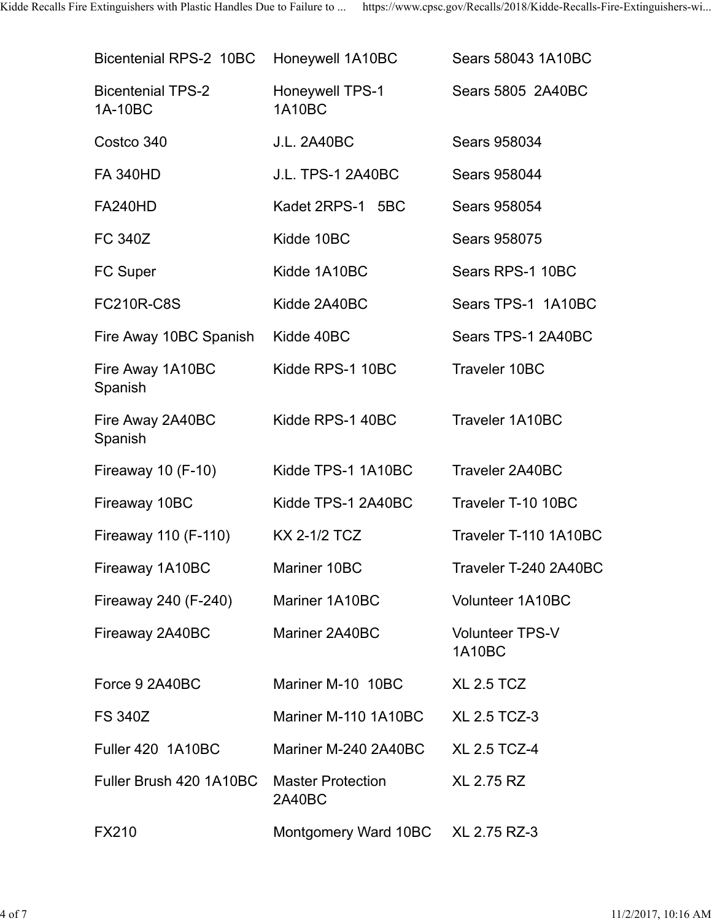| | | |
|---|---|---|
| Bicentenial RPS-2 10BC | Honeywell 1A10BC | Sears 58043 1A10BC |
| Bicentenial TPS-2 1A-10BC | Honeywell TPS-1 1A10BC | Sears 5805 2A40BC |
| Costco 340 | J.L. 2A40BC | Sears 958034 |
| FA 340HD | J.L. TPS-1 2A40BC | Sears 958044 |
| FA240HD | Kadet 2RPS-1 5BC | Sears 958054 |
| FC 340Z | Kidde 10BC | Sears 958075 |
| FC Super | Kidde 1A10BC | Sears RPS-1 10BC |
| FC210R-C8S | Kidde 2A40BC | Sears TPS-1 1A10BC |
| Fire Away 10BC Spanish | Kidde 40BC | Sears TPS-1 2A40BC |
| Fire Away 1A10BC Spanish | Kidde RPS-1 10BC | Traveler 10BC |
| Fire Away 2A40BC Spanish | Kidde RPS-1 40BC | Traveler 1A10BC |
| Fireaway 10 (F-10) | Kidde TPS-1 1A10BC | Traveler 2A40BC |
| Fireaway 10BC | Kidde TPS-1 2A40BC | Traveler T-10 10BC |
| Fireaway 110 (F-110) | KX 2-1/2 TCZ | Traveler T-110 1A10BC |
| Fireaway 1A10BC | Mariner 10BC | Traveler T-240 2A40BC |
| Fireaway 240 (F-240) | Mariner 1A10BC | Volunteer 1A10BC |
| Fireaway 2A40BC | Mariner 2A40BC | Volunteer TPS-V 1A10BC |
| Force 9 2A40BC | Mariner M-10 10BC | XL 2.5 TCZ |
| FS 340Z | Mariner M-110 1A10BC | XL 2.5 TCZ-3 |
| Fuller 420 1A10BC | Mariner M-240 2A40BC | XL 2.5 TCZ-4 |
| Fuller Brush 420 1A10BC | Master Protection 2A40BC | XL 2.75 RZ |
| FX210 | Montgomery Ward 10BC | XL 2.75 RZ-3 |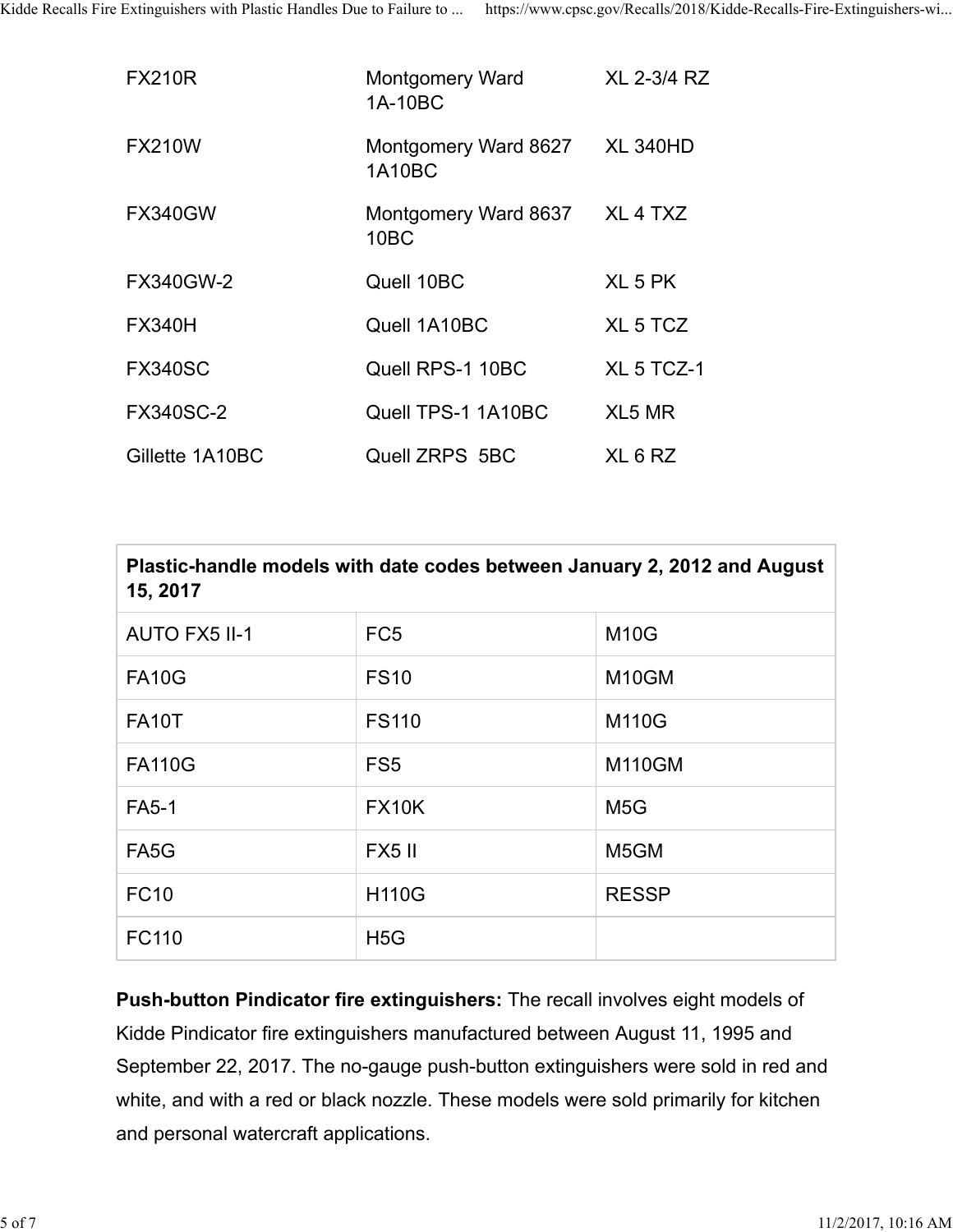| | | |
|---|---|---|
| FX210R | Montgomery Ward 1A-10BC | XL 2-3/4 RZ |
| FX210W | Montgomery Ward 8627 1A10BC | XL 340HD |
| FX340GW | Montgomery Ward 8637 10BC | XL 4 TXZ |
| FX340GW-2 | Quell 10BC | XL 5 PK |
| FX340H | Quell 1A10BC | XL 5 TCZ |
| FX340SC | Quell RPS-1 10BC | XL 5 TCZ-1 |
| FX340SC-2 | Quell TPS-1 1A10BC | XL5 MR |
| Gillette 1A10BC | Quell ZRPS 5BC | XL 6 RZ |

| **Plastic-handle models with date codes between January 2, 2012 and August 15, 2017** | | |
|---|---|---|
| AUTO FX5 II-1 | FC5 | M10G |
| FA10G | FS10 | M10GM |
| FA10T | FS110 | M110G |
| FA110G | FS5 | M110GM |
| FA5-1 | FX10K | M5G |
| FA5G | FX5 II | M5GM |
| FC10 | H110G | RESSP |
| FC110 | H5G | |

**Push-button Pindicator fire extinguishers:** The recall involves eight models of Kidde Pindicator fire extinguishers manufactured between August 11, 1995 and September 22, 2017. The no-gauge push-button extinguishers were sold in red and white, and with a red or black nozzle. These models were sold primarily for kitchen and personal watercraft applications.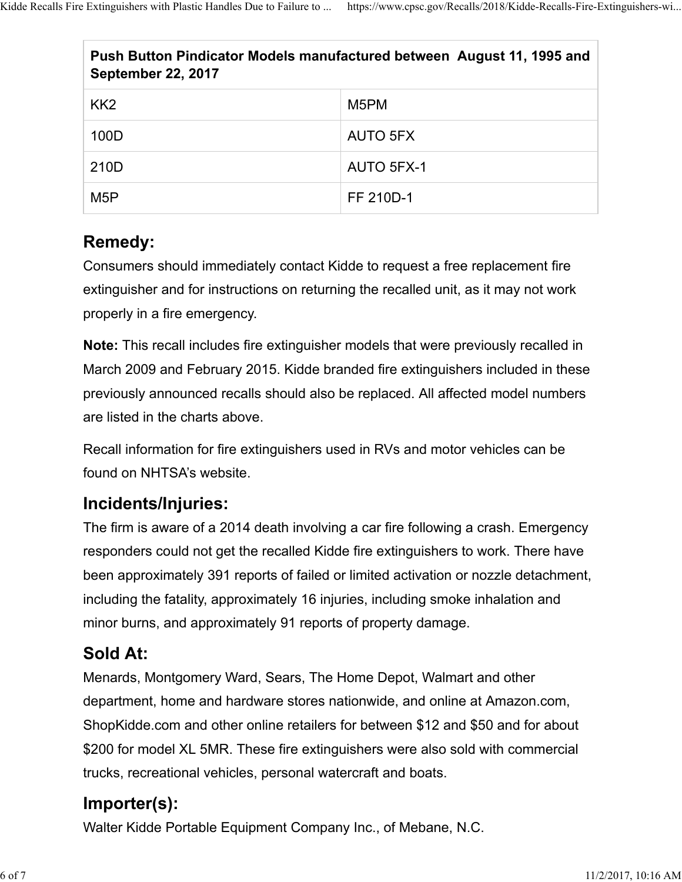| Push Button Pindicator Models manufactured between August 11, 1995 and September 22, 2017 | |
|---|---|
| KK2 | M5PM |
| 100D | AUTO 5FX |
| 210D | AUTO 5FX-1 |
| M5P | FF 210D-1 |

## Remedy:

Consumers should immediately contact Kidde to request a free replacement fire extinguisher and for instructions on returning the recalled unit, as it may not work properly in a fire emergency.

**Note:** This recall includes fire extinguisher models that were previously recalled in March 2009 and February 2015. Kidde branded fire extinguishers included in these previously announced recalls should also be replaced. All affected model numbers are listed in the charts above.

Recall information for fire extinguishers used in RVs and motor vehicles can be found on NHTSA's website.

## Incidents/Injuries:

The firm is aware of a 2014 death involving a car fire following a crash. Emergency responders could not get the recalled Kidde fire extinguishers to work. There have been approximately 391 reports of failed or limited activation or nozzle detachment, including the fatality, approximately 16 injuries, including smoke inhalation and minor burns, and approximately 91 reports of property damage.

## Sold At:

Menards, Montgomery Ward, Sears, The Home Depot, Walmart and other department, home and hardware stores nationwide, and online at Amazon.com, ShopKidde.com and other online retailers for between $12 and $50 and for about $200 for model XL 5MR. These fire extinguishers were also sold with commercial trucks, recreational vehicles, personal watercraft and boats.

## Importer(s):

Walter Kidde Portable Equipment Company Inc., of Mebane, N.C.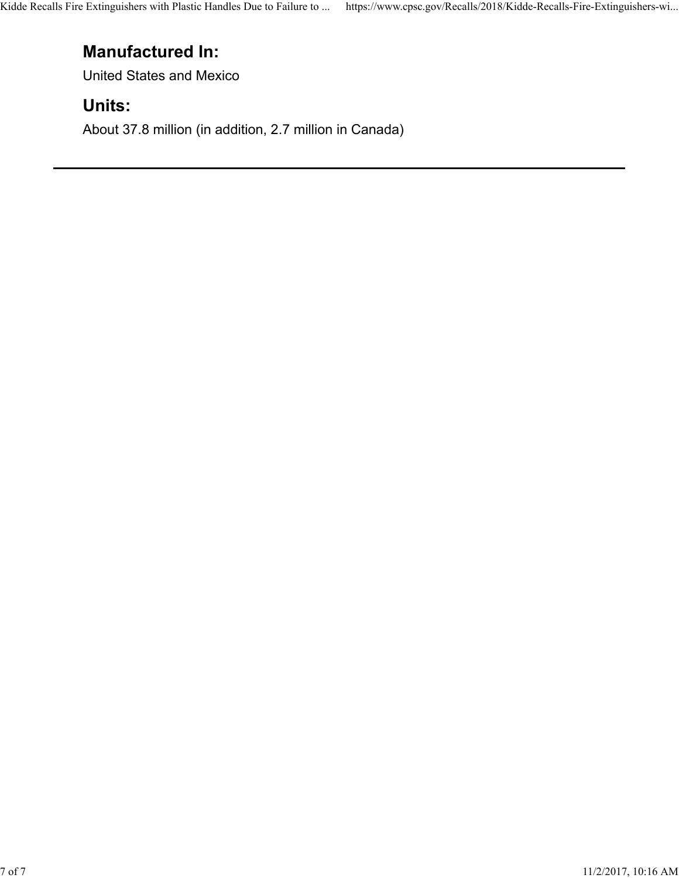### Manufactured In:

United States and Mexico

### Units:

About 37.8 million (in addition, 2.7 million in Canada)

---